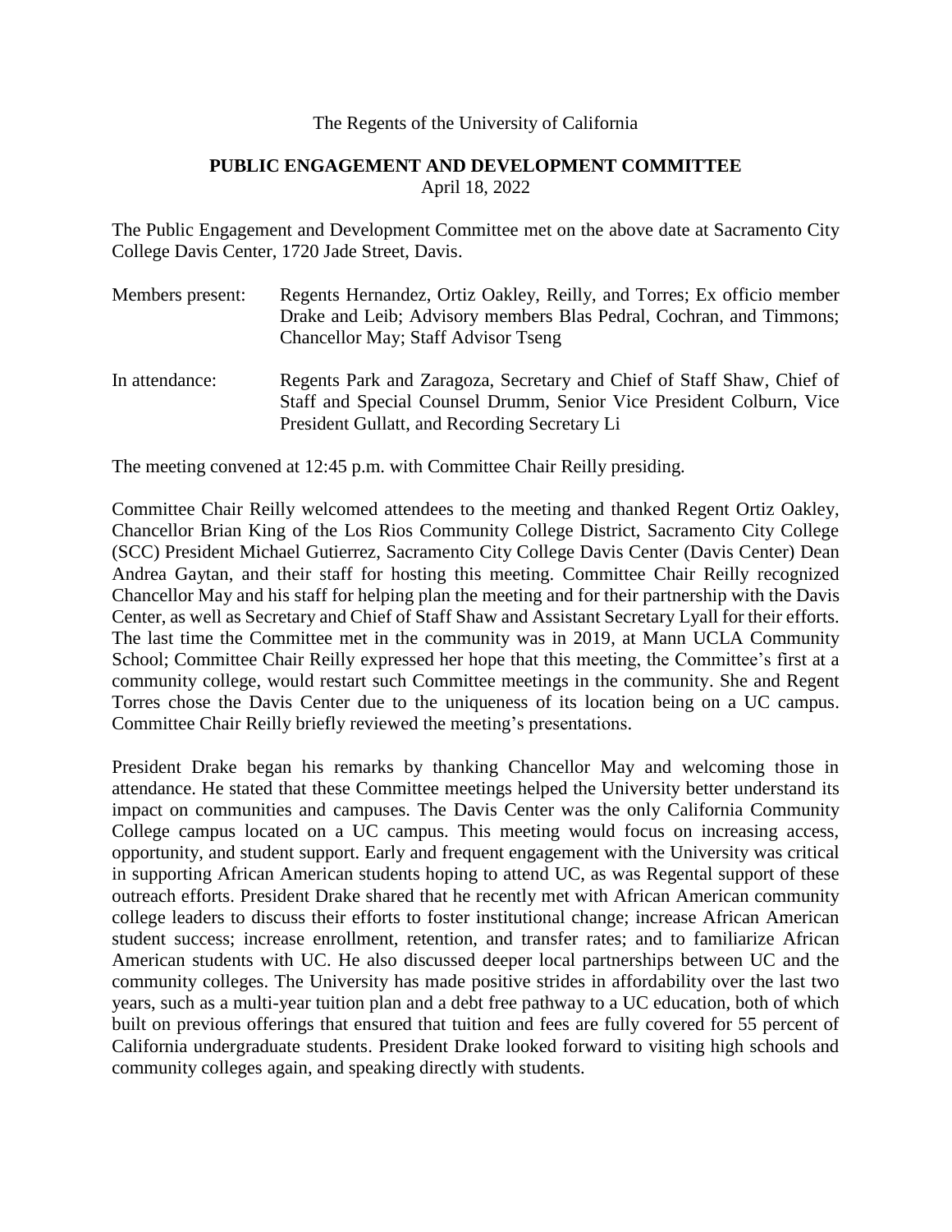The Regents of the University of California

**PUBLIC ENGAGEMENT AND DEVELOPMENT COMMITTEE**
April 18, 2022

The Public Engagement and Development Committee met on the above date at Sacramento City College Davis Center, 1720 Jade Street, Davis.

Members present: Regents Hernandez, Ortiz Oakley, Reilly, and Torres; Ex officio member Drake and Leib; Advisory members Blas Pedral, Cochran, and Timmons; Chancellor May; Staff Advisor Tseng

In attendance: Regents Park and Zaragoza, Secretary and Chief of Staff Shaw, Chief of Staff and Special Counsel Drumm, Senior Vice President Colburn, Vice President Gullatt, and Recording Secretary Li

The meeting convened at 12:45 p.m. with Committee Chair Reilly presiding.

Committee Chair Reilly welcomed attendees to the meeting and thanked Regent Ortiz Oakley, Chancellor Brian King of the Los Rios Community College District, Sacramento City College (SCC) President Michael Gutierrez, Sacramento City College Davis Center (Davis Center) Dean Andrea Gaytan, and their staff for hosting this meeting. Committee Chair Reilly recognized Chancellor May and his staff for helping plan the meeting and for their partnership with the Davis Center, as well as Secretary and Chief of Staff Shaw and Assistant Secretary Lyall for their efforts. The last time the Committee met in the community was in 2019, at Mann UCLA Community School; Committee Chair Reilly expressed her hope that this meeting, the Committee's first at a community college, would restart such Committee meetings in the community. She and Regent Torres chose the Davis Center due to the uniqueness of its location being on a UC campus. Committee Chair Reilly briefly reviewed the meeting's presentations.

President Drake began his remarks by thanking Chancellor May and welcoming those in attendance. He stated that these Committee meetings helped the University better understand its impact on communities and campuses. The Davis Center was the only California Community College campus located on a UC campus. This meeting would focus on increasing access, opportunity, and student support. Early and frequent engagement with the University was critical in supporting African American students hoping to attend UC, as was Regental support of these outreach efforts. President Drake shared that he recently met with African American community college leaders to discuss their efforts to foster institutional change; increase African American student success; increase enrollment, retention, and transfer rates; and to familiarize African American students with UC. He also discussed deeper local partnerships between UC and the community colleges. The University has made positive strides in affordability over the last two years, such as a multi-year tuition plan and a debt free pathway to a UC education, both of which built on previous offerings that ensured that tuition and fees are fully covered for 55 percent of California undergraduate students. President Drake looked forward to visiting high schools and community colleges again, and speaking directly with students.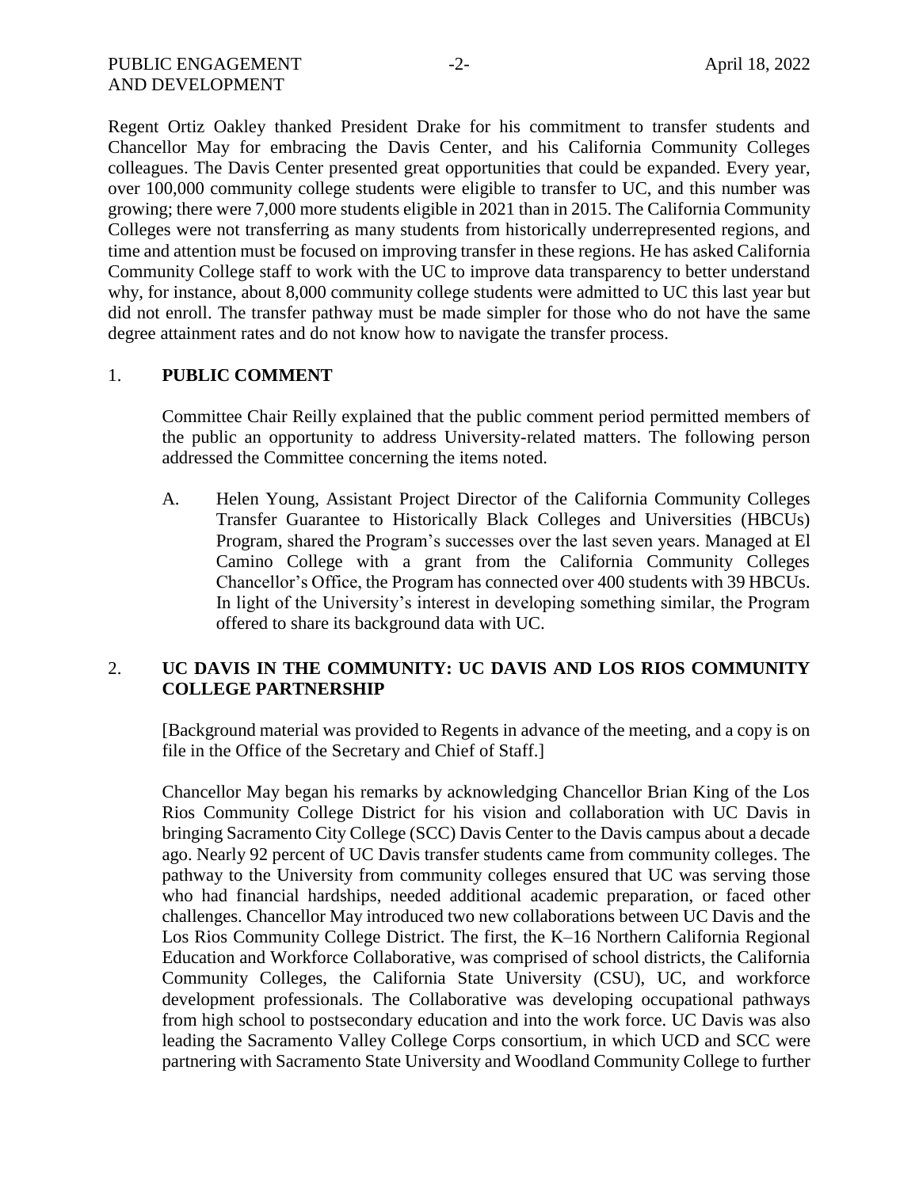Regent Ortiz Oakley thanked President Drake for his commitment to transfer students and Chancellor May for embracing the Davis Center, and his California Community Colleges colleagues. The Davis Center presented great opportunities that could be expanded. Every year, over 100,000 community college students were eligible to transfer to UC, and this number was growing; there were 7,000 more students eligible in 2021 than in 2015. The California Community Colleges were not transferring as many students from historically underrepresented regions, and time and attention must be focused on improving transfer in these regions. He has asked California Community College staff to work with the UC to improve data transparency to better understand why, for instance, about 8,000 community college students were admitted to UC this last year but did not enroll. The transfer pathway must be made simpler for those who do not have the same degree attainment rates and do not know how to navigate the transfer process.

1. **PUBLIC COMMENT**

   Committee Chair Reilly explained that the public comment period permitted members of the public an opportunity to address University-related matters. The following person addressed the Committee concerning the items noted.

   A. Helen Young, Assistant Project Director of the California Community Colleges Transfer Guarantee to Historically Black Colleges and Universities (HBCUs) Program, shared the Program's successes over the last seven years. Managed at El Camino College with a grant from the California Community Colleges Chancellor's Office, the Program has connected over 400 students with 39 HBCUs. In light of the University's interest in developing something similar, the Program offered to share its background data with UC.

2. **UC DAVIS IN THE COMMUNITY: UC DAVIS AND LOS RIOS COMMUNITY COLLEGE PARTNERSHIP**

   [Background material was provided to Regents in advance of the meeting, and a copy is on file in the Office of the Secretary and Chief of Staff.]

   Chancellor May began his remarks by acknowledging Chancellor Brian King of the Los Rios Community College District for his vision and collaboration with UC Davis in bringing Sacramento City College (SCC) Davis Center to the Davis campus about a decade ago. Nearly 92 percent of UC Davis transfer students came from community colleges. The pathway to the University from community colleges ensured that UC was serving those who had financial hardships, needed additional academic preparation, or faced other challenges. Chancellor May introduced two new collaborations between UC Davis and the Los Rios Community College District. The first, the K–16 Northern California Regional Education and Workforce Collaborative, was comprised of school districts, the California Community Colleges, the California State University (CSU), UC, and workforce development professionals. The Collaborative was developing occupational pathways from high school to postsecondary education and into the work force. UC Davis was also leading the Sacramento Valley College Corps consortium, in which UCD and SCC were partnering with Sacramento State University and Woodland Community College to further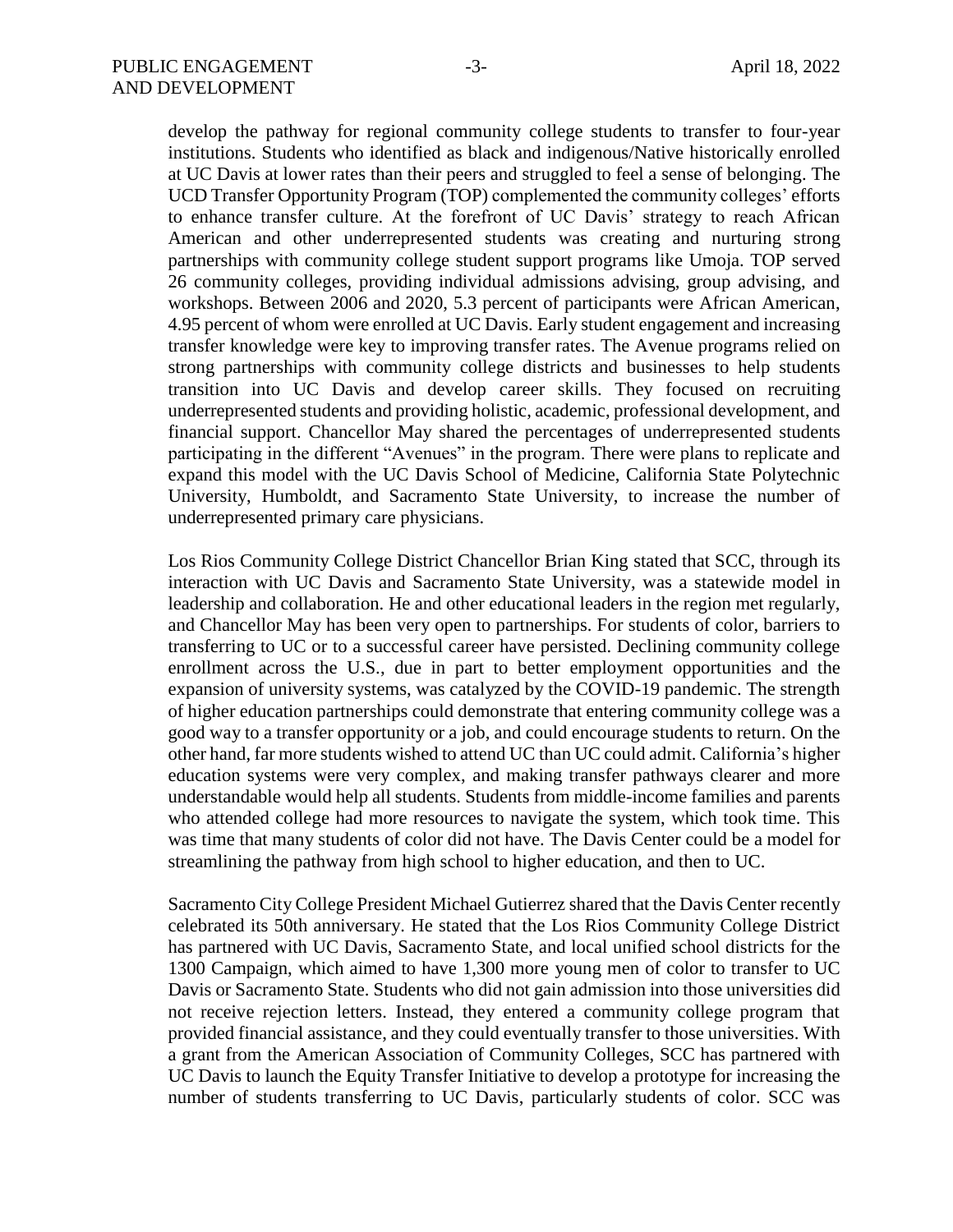develop the pathway for regional community college students to transfer to four-year institutions. Students who identified as black and indigenous/Native historically enrolled at UC Davis at lower rates than their peers and struggled to feel a sense of belonging. The UCD Transfer Opportunity Program (TOP) complemented the community colleges' efforts to enhance transfer culture. At the forefront of UC Davis' strategy to reach African American and other underrepresented students was creating and nurturing strong partnerships with community college student support programs like Umoja. TOP served 26 community colleges, providing individual admissions advising, group advising, and workshops. Between 2006 and 2020, 5.3 percent of participants were African American, 4.95 percent of whom were enrolled at UC Davis. Early student engagement and increasing transfer knowledge were key to improving transfer rates. The Avenue programs relied on strong partnerships with community college districts and businesses to help students transition into UC Davis and develop career skills. They focused on recruiting underrepresented students and providing holistic, academic, professional development, and financial support. Chancellor May shared the percentages of underrepresented students participating in the different "Avenues" in the program. There were plans to replicate and expand this model with the UC Davis School of Medicine, California State Polytechnic University, Humboldt, and Sacramento State University, to increase the number of underrepresented primary care physicians.

Los Rios Community College District Chancellor Brian King stated that SCC, through its interaction with UC Davis and Sacramento State University, was a statewide model in leadership and collaboration. He and other educational leaders in the region met regularly, and Chancellor May has been very open to partnerships. For students of color, barriers to transferring to UC or to a successful career have persisted. Declining community college enrollment across the U.S., due in part to better employment opportunities and the expansion of university systems, was catalyzed by the COVID-19 pandemic. The strength of higher education partnerships could demonstrate that entering community college was a good way to a transfer opportunity or a job, and could encourage students to return. On the other hand, far more students wished to attend UC than UC could admit. California's higher education systems were very complex, and making transfer pathways clearer and more understandable would help all students. Students from middle-income families and parents who attended college had more resources to navigate the system, which took time. This was time that many students of color did not have. The Davis Center could be a model for streamlining the pathway from high school to higher education, and then to UC.

Sacramento City College President Michael Gutierrez shared that the Davis Center recently celebrated its 50th anniversary. He stated that the Los Rios Community College District has partnered with UC Davis, Sacramento State, and local unified school districts for the 1300 Campaign, which aimed to have 1,300 more young men of color to transfer to UC Davis or Sacramento State. Students who did not gain admission into those universities did not receive rejection letters. Instead, they entered a community college program that provided financial assistance, and they could eventually transfer to those universities. With a grant from the American Association of Community Colleges, SCC has partnered with UC Davis to launch the Equity Transfer Initiative to develop a prototype for increasing the number of students transferring to UC Davis, particularly students of color. SCC was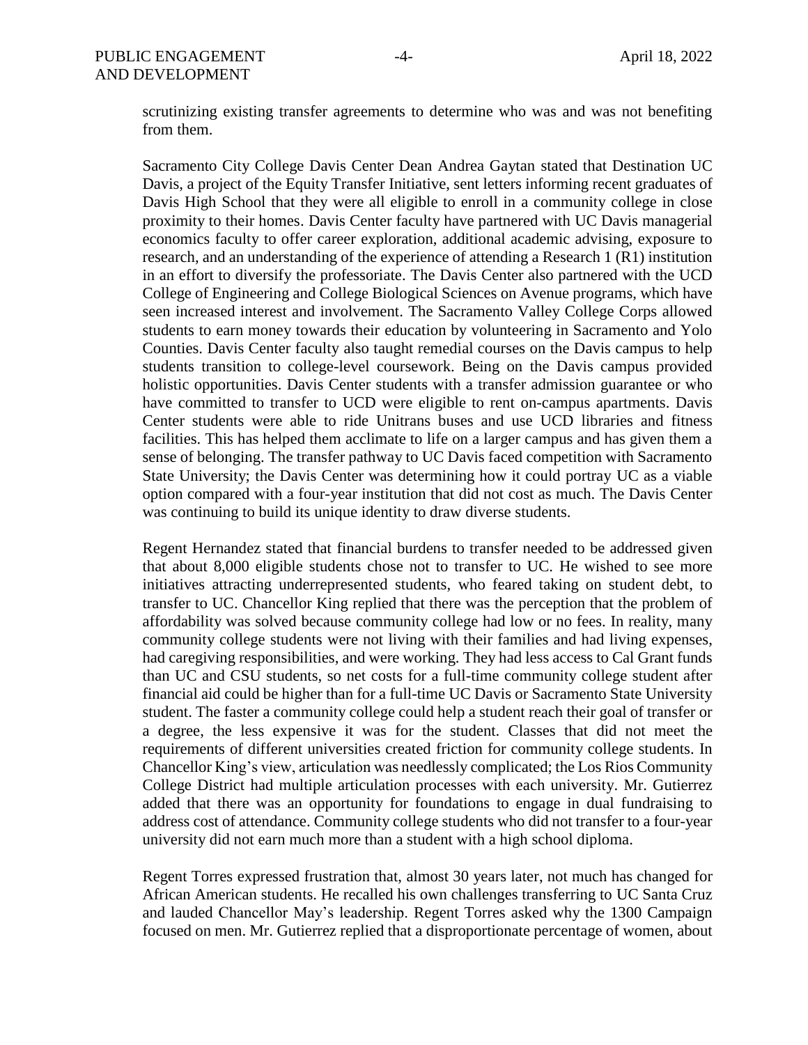scrutinizing existing transfer agreements to determine who was and was not benefiting from them.

Sacramento City College Davis Center Dean Andrea Gaytan stated that Destination UC Davis, a project of the Equity Transfer Initiative, sent letters informing recent graduates of Davis High School that they were all eligible to enroll in a community college in close proximity to their homes. Davis Center faculty have partnered with UC Davis managerial economics faculty to offer career exploration, additional academic advising, exposure to research, and an understanding of the experience of attending a Research 1 (R1) institution in an effort to diversify the professoriate. The Davis Center also partnered with the UCD College of Engineering and College Biological Sciences on Avenue programs, which have seen increased interest and involvement. The Sacramento Valley College Corps allowed students to earn money towards their education by volunteering in Sacramento and Yolo Counties. Davis Center faculty also taught remedial courses on the Davis campus to help students transition to college-level coursework. Being on the Davis campus provided holistic opportunities. Davis Center students with a transfer admission guarantee or who have committed to transfer to UCD were eligible to rent on-campus apartments. Davis Center students were able to ride Unitrans buses and use UCD libraries and fitness facilities. This has helped them acclimate to life on a larger campus and has given them a sense of belonging. The transfer pathway to UC Davis faced competition with Sacramento State University; the Davis Center was determining how it could portray UC as a viable option compared with a four-year institution that did not cost as much. The Davis Center was continuing to build its unique identity to draw diverse students.

Regent Hernandez stated that financial burdens to transfer needed to be addressed given that about 8,000 eligible students chose not to transfer to UC. He wished to see more initiatives attracting underrepresented students, who feared taking on student debt, to transfer to UC. Chancellor King replied that there was the perception that the problem of affordability was solved because community college had low or no fees. In reality, many community college students were not living with their families and had living expenses, had caregiving responsibilities, and were working. They had less access to Cal Grant funds than UC and CSU students, so net costs for a full-time community college student after financial aid could be higher than for a full-time UC Davis or Sacramento State University student. The faster a community college could help a student reach their goal of transfer or a degree, the less expensive it was for the student. Classes that did not meet the requirements of different universities created friction for community college students. In Chancellor King's view, articulation was needlessly complicated; the Los Rios Community College District had multiple articulation processes with each university. Mr. Gutierrez added that there was an opportunity for foundations to engage in dual fundraising to address cost of attendance. Community college students who did not transfer to a four-year university did not earn much more than a student with a high school diploma.

Regent Torres expressed frustration that, almost 30 years later, not much has changed for African American students. He recalled his own challenges transferring to UC Santa Cruz and lauded Chancellor May's leadership. Regent Torres asked why the 1300 Campaign focused on men. Mr. Gutierrez replied that a disproportionate percentage of women, about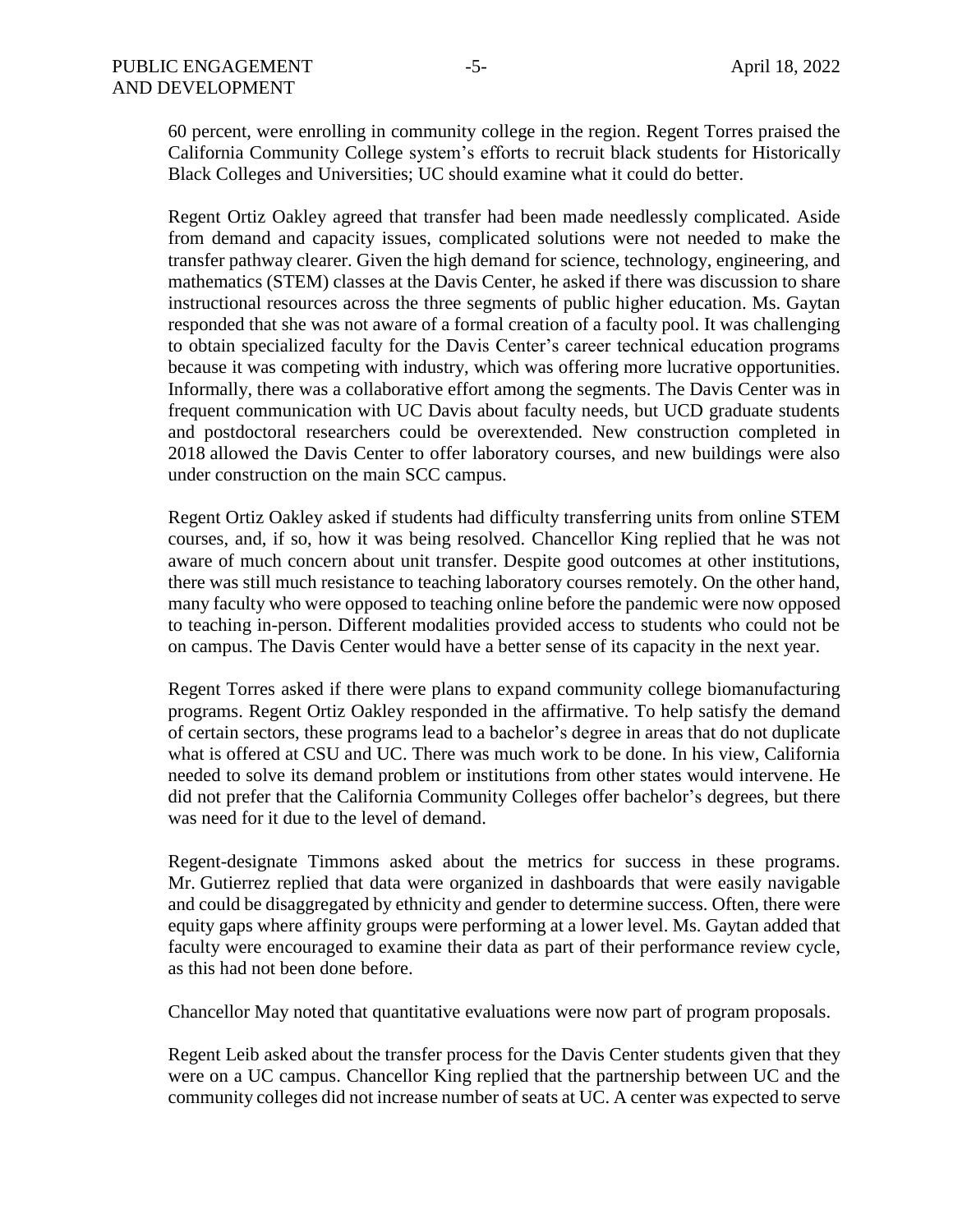60 percent, were enrolling in community college in the region. Regent Torres praised the California Community College system's efforts to recruit black students for Historically Black Colleges and Universities; UC should examine what it could do better.

Regent Ortiz Oakley agreed that transfer had been made needlessly complicated. Aside from demand and capacity issues, complicated solutions were not needed to make the transfer pathway clearer. Given the high demand for science, technology, engineering, and mathematics (STEM) classes at the Davis Center, he asked if there was discussion to share instructional resources across the three segments of public higher education. Ms. Gaytan responded that she was not aware of a formal creation of a faculty pool. It was challenging to obtain specialized faculty for the Davis Center's career technical education programs because it was competing with industry, which was offering more lucrative opportunities. Informally, there was a collaborative effort among the segments. The Davis Center was in frequent communication with UC Davis about faculty needs, but UCD graduate students and postdoctoral researchers could be overextended. New construction completed in 2018 allowed the Davis Center to offer laboratory courses, and new buildings were also under construction on the main SCC campus.

Regent Ortiz Oakley asked if students had difficulty transferring units from online STEM courses, and, if so, how it was being resolved. Chancellor King replied that he was not aware of much concern about unit transfer. Despite good outcomes at other institutions, there was still much resistance to teaching laboratory courses remotely. On the other hand, many faculty who were opposed to teaching online before the pandemic were now opposed to teaching in-person. Different modalities provided access to students who could not be on campus. The Davis Center would have a better sense of its capacity in the next year.

Regent Torres asked if there were plans to expand community college biomanufacturing programs. Regent Ortiz Oakley responded in the affirmative. To help satisfy the demand of certain sectors, these programs lead to a bachelor's degree in areas that do not duplicate what is offered at CSU and UC. There was much work to be done. In his view, California needed to solve its demand problem or institutions from other states would intervene. He did not prefer that the California Community Colleges offer bachelor's degrees, but there was need for it due to the level of demand.

Regent-designate Timmons asked about the metrics for success in these programs. Mr. Gutierrez replied that data were organized in dashboards that were easily navigable and could be disaggregated by ethnicity and gender to determine success. Often, there were equity gaps where affinity groups were performing at a lower level. Ms. Gaytan added that faculty were encouraged to examine their data as part of their performance review cycle, as this had not been done before.

Chancellor May noted that quantitative evaluations were now part of program proposals.

Regent Leib asked about the transfer process for the Davis Center students given that they were on a UC campus. Chancellor King replied that the partnership between UC and the community colleges did not increase number of seats at UC. A center was expected to serve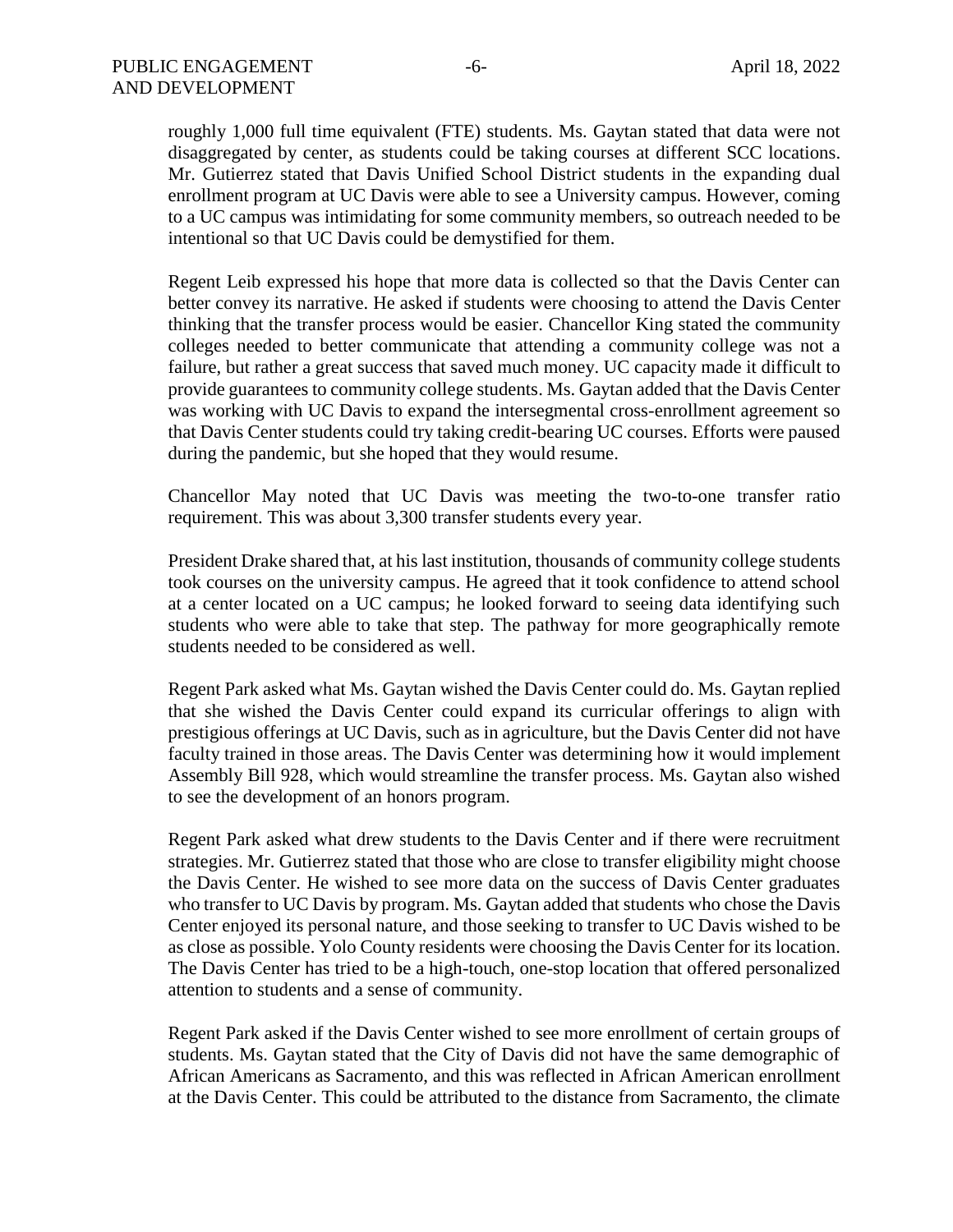roughly 1,000 full time equivalent (FTE) students. Ms. Gaytan stated that data were not disaggregated by center, as students could be taking courses at different SCC locations. Mr. Gutierrez stated that Davis Unified School District students in the expanding dual enrollment program at UC Davis were able to see a University campus. However, coming to a UC campus was intimidating for some community members, so outreach needed to be intentional so that UC Davis could be demystified for them.

Regent Leib expressed his hope that more data is collected so that the Davis Center can better convey its narrative. He asked if students were choosing to attend the Davis Center thinking that the transfer process would be easier. Chancellor King stated the community colleges needed to better communicate that attending a community college was not a failure, but rather a great success that saved much money. UC capacity made it difficult to provide guarantees to community college students. Ms. Gaytan added that the Davis Center was working with UC Davis to expand the intersegmental cross-enrollment agreement so that Davis Center students could try taking credit-bearing UC courses. Efforts were paused during the pandemic, but she hoped that they would resume.

Chancellor May noted that UC Davis was meeting the two-to-one transfer ratio requirement. This was about 3,300 transfer students every year.

President Drake shared that, at his last institution, thousands of community college students took courses on the university campus. He agreed that it took confidence to attend school at a center located on a UC campus; he looked forward to seeing data identifying such students who were able to take that step. The pathway for more geographically remote students needed to be considered as well.

Regent Park asked what Ms. Gaytan wished the Davis Center could do. Ms. Gaytan replied that she wished the Davis Center could expand its curricular offerings to align with prestigious offerings at UC Davis, such as in agriculture, but the Davis Center did not have faculty trained in those areas. The Davis Center was determining how it would implement Assembly Bill 928, which would streamline the transfer process. Ms. Gaytan also wished to see the development of an honors program.

Regent Park asked what drew students to the Davis Center and if there were recruitment strategies. Mr. Gutierrez stated that those who are close to transfer eligibility might choose the Davis Center. He wished to see more data on the success of Davis Center graduates who transfer to UC Davis by program. Ms. Gaytan added that students who chose the Davis Center enjoyed its personal nature, and those seeking to transfer to UC Davis wished to be as close as possible. Yolo County residents were choosing the Davis Center for its location. The Davis Center has tried to be a high-touch, one-stop location that offered personalized attention to students and a sense of community.

Regent Park asked if the Davis Center wished to see more enrollment of certain groups of students. Ms. Gaytan stated that the City of Davis did not have the same demographic of African Americans as Sacramento, and this was reflected in African American enrollment at the Davis Center. This could be attributed to the distance from Sacramento, the climate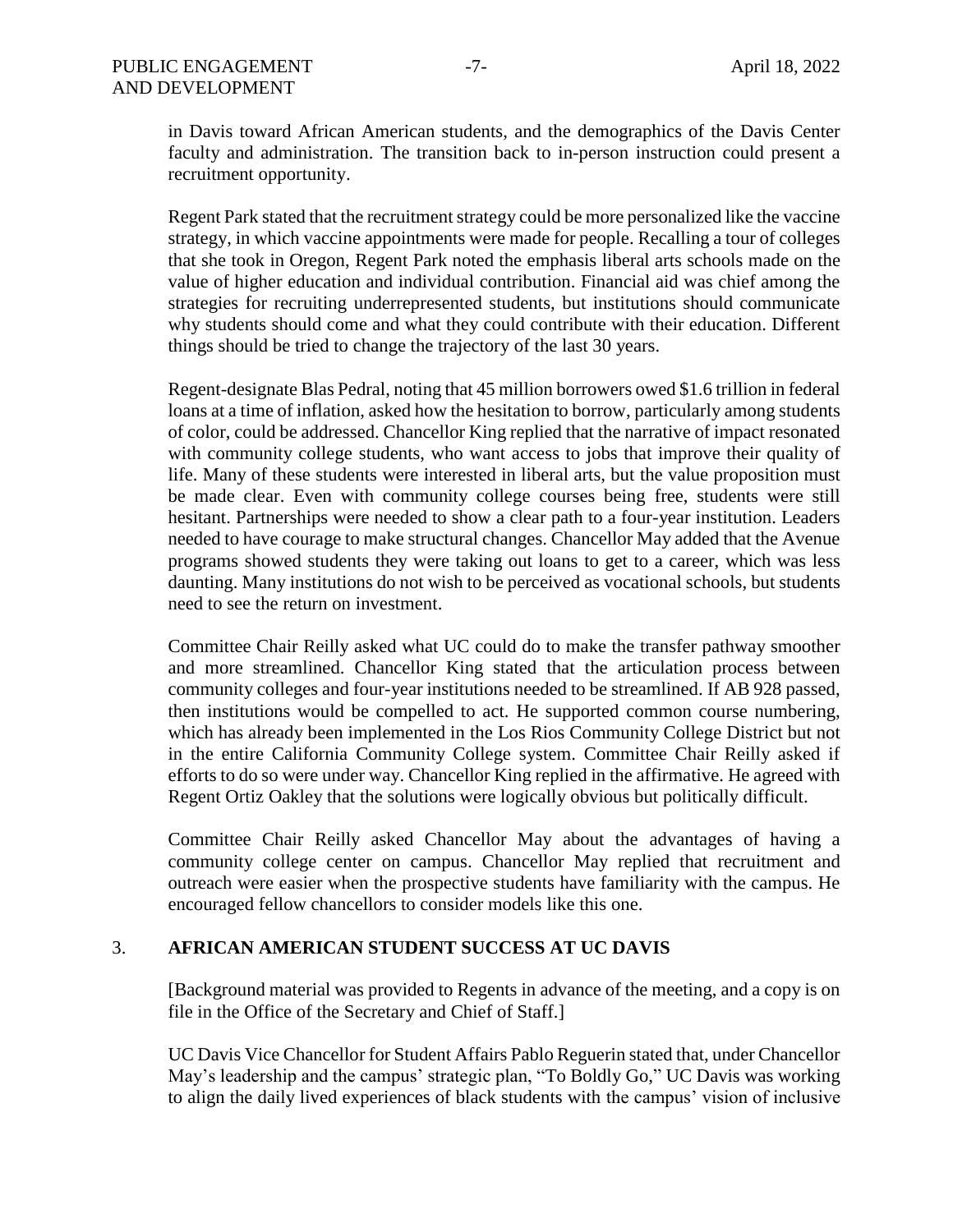in Davis toward African American students, and the demographics of the Davis Center faculty and administration. The transition back to in-person instruction could present a recruitment opportunity.

Regent Park stated that the recruitment strategy could be more personalized like the vaccine strategy, in which vaccine appointments were made for people. Recalling a tour of colleges that she took in Oregon, Regent Park noted the emphasis liberal arts schools made on the value of higher education and individual contribution. Financial aid was chief among the strategies for recruiting underrepresented students, but institutions should communicate why students should come and what they could contribute with their education. Different things should be tried to change the trajectory of the last 30 years.

Regent-designate Blas Pedral, noting that 45 million borrowers owed $1.6 trillion in federal loans at a time of inflation, asked how the hesitation to borrow, particularly among students of color, could be addressed. Chancellor King replied that the narrative of impact resonated with community college students, who want access to jobs that improve their quality of life. Many of these students were interested in liberal arts, but the value proposition must be made clear. Even with community college courses being free, students were still hesitant. Partnerships were needed to show a clear path to a four-year institution. Leaders needed to have courage to make structural changes. Chancellor May added that the Avenue programs showed students they were taking out loans to get to a career, which was less daunting. Many institutions do not wish to be perceived as vocational schools, but students need to see the return on investment.

Committee Chair Reilly asked what UC could do to make the transfer pathway smoother and more streamlined. Chancellor King stated that the articulation process between community colleges and four-year institutions needed to be streamlined. If AB 928 passed, then institutions would be compelled to act. He supported common course numbering, which has already been implemented in the Los Rios Community College District but not in the entire California Community College system. Committee Chair Reilly asked if efforts to do so were under way. Chancellor King replied in the affirmative. He agreed with Regent Ortiz Oakley that the solutions were logically obvious but politically difficult.

Committee Chair Reilly asked Chancellor May about the advantages of having a community college center on campus. Chancellor May replied that recruitment and outreach were easier when the prospective students have familiarity with the campus. He encouraged fellow chancellors to consider models like this one.

## 3. AFRICAN AMERICAN STUDENT SUCCESS AT UC DAVIS

[Background material was provided to Regents in advance of the meeting, and a copy is on file in the Office of the Secretary and Chief of Staff.]

UC Davis Vice Chancellor for Student Affairs Pablo Reguerin stated that, under Chancellor May's leadership and the campus' strategic plan, "To Boldly Go," UC Davis was working to align the daily lived experiences of black students with the campus' vision of inclusive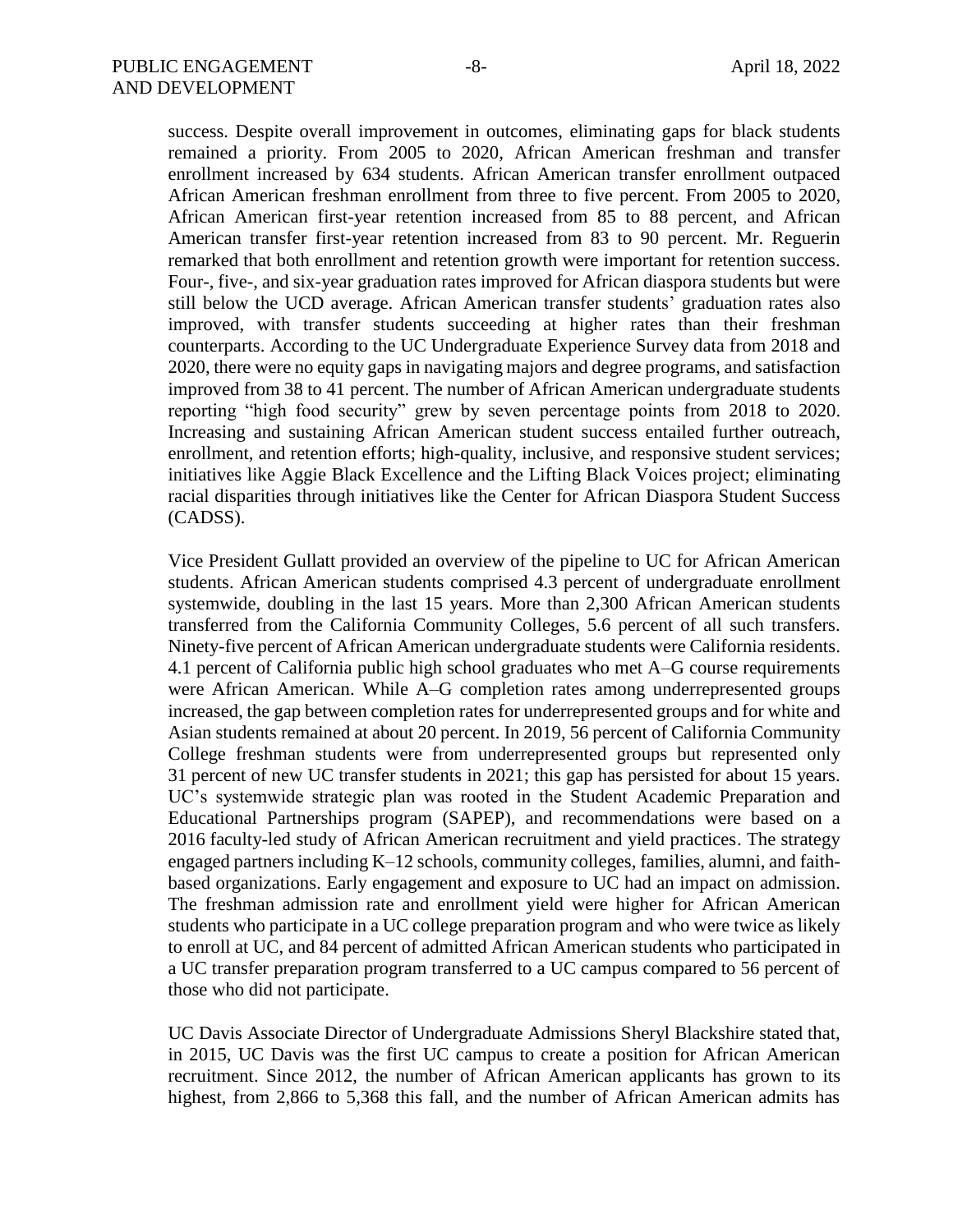success. Despite overall improvement in outcomes, eliminating gaps for black students remained a priority. From 2005 to 2020, African American freshman and transfer enrollment increased by 634 students. African American transfer enrollment outpaced African American freshman enrollment from three to five percent. From 2005 to 2020, African American first-year retention increased from 85 to 88 percent, and African American transfer first-year retention increased from 83 to 90 percent. Mr. Reguerin remarked that both enrollment and retention growth were important for retention success. Four-, five-, and six-year graduation rates improved for African diaspora students but were still below the UCD average. African American transfer students' graduation rates also improved, with transfer students succeeding at higher rates than their freshman counterparts. According to the UC Undergraduate Experience Survey data from 2018 and 2020, there were no equity gaps in navigating majors and degree programs, and satisfaction improved from 38 to 41 percent. The number of African American undergraduate students reporting "high food security" grew by seven percentage points from 2018 to 2020. Increasing and sustaining African American student success entailed further outreach, enrollment, and retention efforts; high-quality, inclusive, and responsive student services; initiatives like Aggie Black Excellence and the Lifting Black Voices project; eliminating racial disparities through initiatives like the Center for African Diaspora Student Success (CADSS).

Vice President Gullatt provided an overview of the pipeline to UC for African American students. African American students comprised 4.3 percent of undergraduate enrollment systemwide, doubling in the last 15 years. More than 2,300 African American students transferred from the California Community Colleges, 5.6 percent of all such transfers. Ninety-five percent of African American undergraduate students were California residents. 4.1 percent of California public high school graduates who met A–G course requirements were African American. While A–G completion rates among underrepresented groups increased, the gap between completion rates for underrepresented groups and for white and Asian students remained at about 20 percent. In 2019, 56 percent of California Community College freshman students were from underrepresented groups but represented only 31 percent of new UC transfer students in 2021; this gap has persisted for about 15 years. UC's systemwide strategic plan was rooted in the Student Academic Preparation and Educational Partnerships program (SAPEP), and recommendations were based on a 2016 faculty-led study of African American recruitment and yield practices. The strategy engaged partners including K–12 schools, community colleges, families, alumni, and faith-based organizations. Early engagement and exposure to UC had an impact on admission. The freshman admission rate and enrollment yield were higher for African American students who participate in a UC college preparation program and who were twice as likely to enroll at UC, and 84 percent of admitted African American students who participated in a UC transfer preparation program transferred to a UC campus compared to 56 percent of those who did not participate.

UC Davis Associate Director of Undergraduate Admissions Sheryl Blackshire stated that, in 2015, UC Davis was the first UC campus to create a position for African American recruitment. Since 2012, the number of African American applicants has grown to its highest, from 2,866 to 5,368 this fall, and the number of African American admits has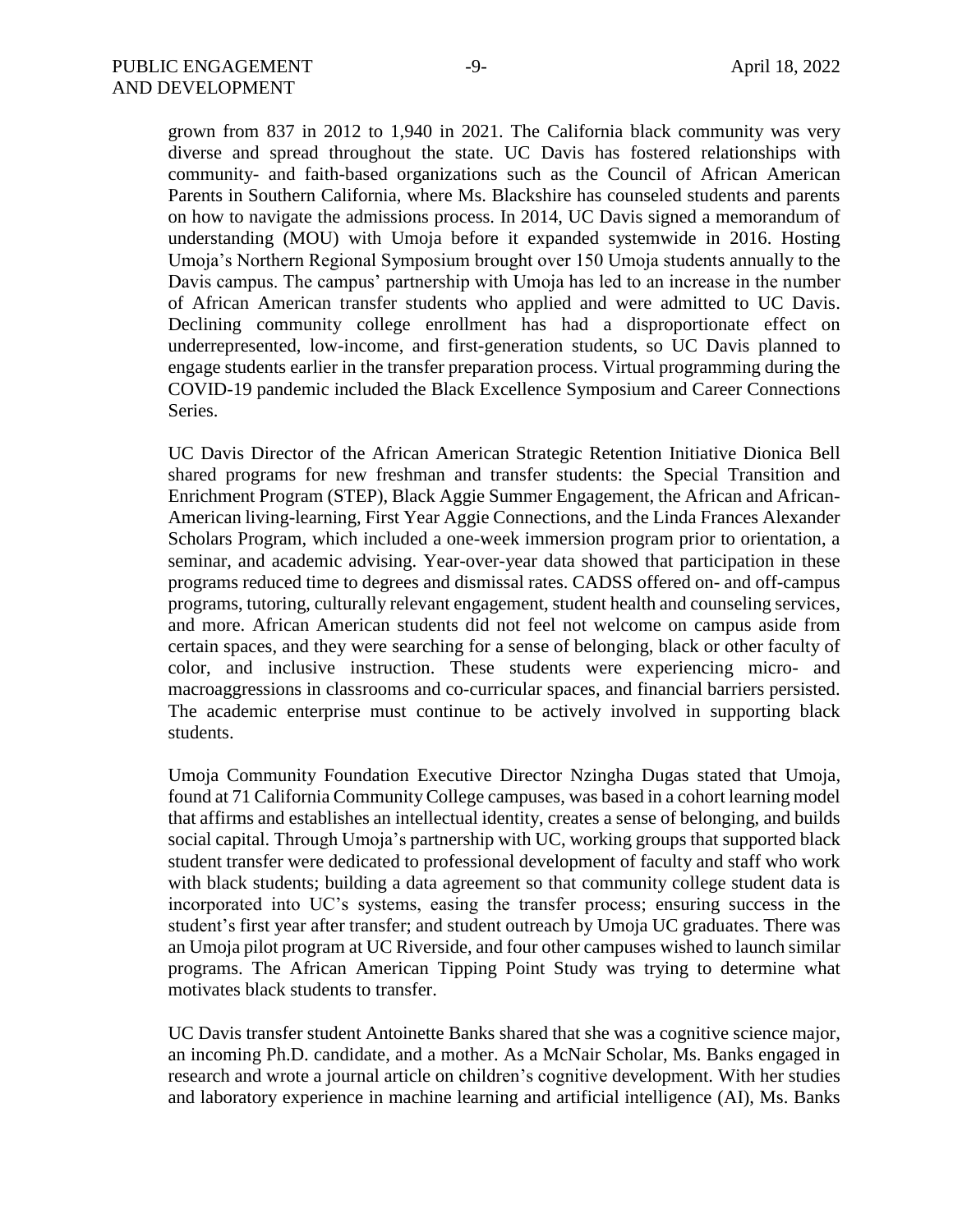grown from 837 in 2012 to 1,940 in 2021. The California black community was very diverse and spread throughout the state. UC Davis has fostered relationships with community- and faith-based organizations such as the Council of African American Parents in Southern California, where Ms. Blackshire has counseled students and parents on how to navigate the admissions process. In 2014, UC Davis signed a memorandum of understanding (MOU) with Umoja before it expanded systemwide in 2016. Hosting Umoja's Northern Regional Symposium brought over 150 Umoja students annually to the Davis campus. The campus' partnership with Umoja has led to an increase in the number of African American transfer students who applied and were admitted to UC Davis. Declining community college enrollment has had a disproportionate effect on underrepresented, low-income, and first-generation students, so UC Davis planned to engage students earlier in the transfer preparation process. Virtual programming during the COVID-19 pandemic included the Black Excellence Symposium and Career Connections Series.

UC Davis Director of the African American Strategic Retention Initiative Dionica Bell shared programs for new freshman and transfer students: the Special Transition and Enrichment Program (STEP), Black Aggie Summer Engagement, the African and African-American living-learning, First Year Aggie Connections, and the Linda Frances Alexander Scholars Program, which included a one-week immersion program prior to orientation, a seminar, and academic advising. Year-over-year data showed that participation in these programs reduced time to degrees and dismissal rates. CADSS offered on- and off-campus programs, tutoring, culturally relevant engagement, student health and counseling services, and more. African American students did not feel not welcome on campus aside from certain spaces, and they were searching for a sense of belonging, black or other faculty of color, and inclusive instruction. These students were experiencing micro- and macroaggressions in classrooms and co-curricular spaces, and financial barriers persisted. The academic enterprise must continue to be actively involved in supporting black students.

Umoja Community Foundation Executive Director Nzingha Dugas stated that Umoja, found at 71 California Community College campuses, was based in a cohort learning model that affirms and establishes an intellectual identity, creates a sense of belonging, and builds social capital. Through Umoja's partnership with UC, working groups that supported black student transfer were dedicated to professional development of faculty and staff who work with black students; building a data agreement so that community college student data is incorporated into UC's systems, easing the transfer process; ensuring success in the student's first year after transfer; and student outreach by Umoja UC graduates. There was an Umoja pilot program at UC Riverside, and four other campuses wished to launch similar programs. The African American Tipping Point Study was trying to determine what motivates black students to transfer.

UC Davis transfer student Antoinette Banks shared that she was a cognitive science major, an incoming Ph.D. candidate, and a mother. As a McNair Scholar, Ms. Banks engaged in research and wrote a journal article on children's cognitive development. With her studies and laboratory experience in machine learning and artificial intelligence (AI), Ms. Banks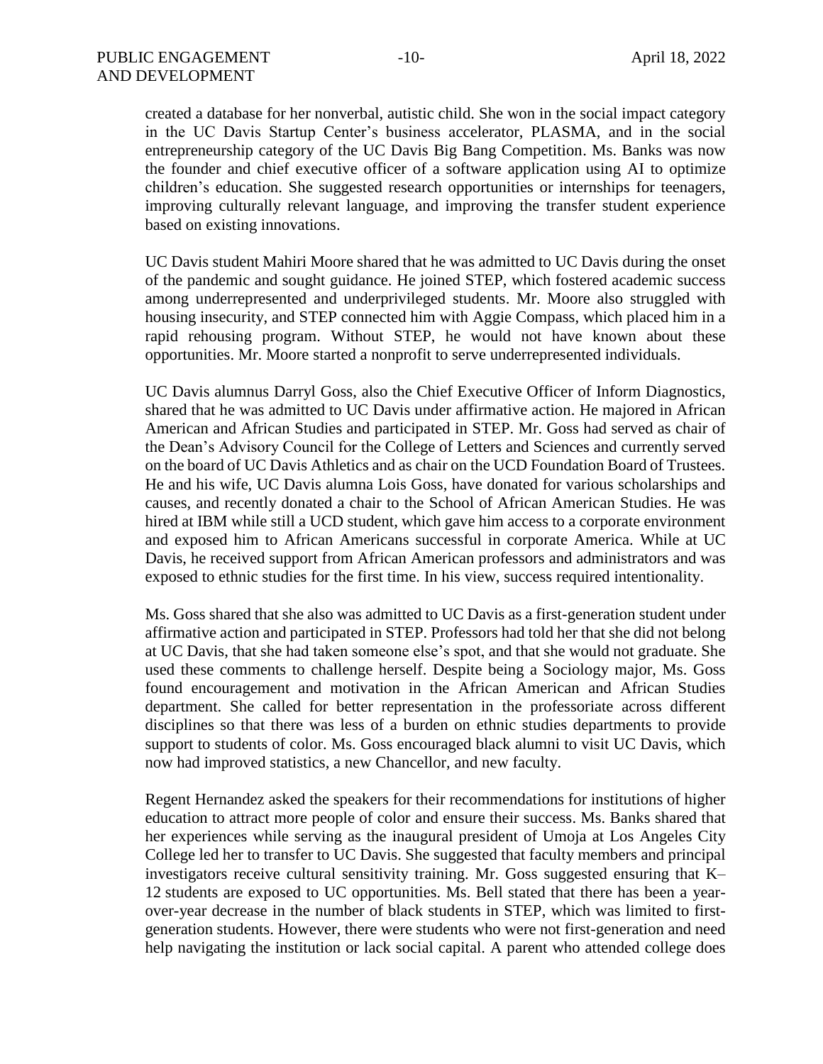created a database for her nonverbal, autistic child. She won in the social impact category in the UC Davis Startup Center's business accelerator, PLASMA, and in the social entrepreneurship category of the UC Davis Big Bang Competition. Ms. Banks was now the founder and chief executive officer of a software application using AI to optimize children's education. She suggested research opportunities or internships for teenagers, improving culturally relevant language, and improving the transfer student experience based on existing innovations.

UC Davis student Mahiri Moore shared that he was admitted to UC Davis during the onset of the pandemic and sought guidance. He joined STEP, which fostered academic success among underrepresented and underprivileged students. Mr. Moore also struggled with housing insecurity, and STEP connected him with Aggie Compass, which placed him in a rapid rehousing program. Without STEP, he would not have known about these opportunities. Mr. Moore started a nonprofit to serve underrepresented individuals.

UC Davis alumnus Darryl Goss, also the Chief Executive Officer of Inform Diagnostics, shared that he was admitted to UC Davis under affirmative action. He majored in African American and African Studies and participated in STEP. Mr. Goss had served as chair of the Dean's Advisory Council for the College of Letters and Sciences and currently served on the board of UC Davis Athletics and as chair on the UCD Foundation Board of Trustees. He and his wife, UC Davis alumna Lois Goss, have donated for various scholarships and causes, and recently donated a chair to the School of African American Studies. He was hired at IBM while still a UCD student, which gave him access to a corporate environment and exposed him to African Americans successful in corporate America. While at UC Davis, he received support from African American professors and administrators and was exposed to ethnic studies for the first time. In his view, success required intentionality.

Ms. Goss shared that she also was admitted to UC Davis as a first-generation student under affirmative action and participated in STEP. Professors had told her that she did not belong at UC Davis, that she had taken someone else's spot, and that she would not graduate. She used these comments to challenge herself. Despite being a Sociology major, Ms. Goss found encouragement and motivation in the African American and African Studies department. She called for better representation in the professoriate across different disciplines so that there was less of a burden on ethnic studies departments to provide support to students of color. Ms. Goss encouraged black alumni to visit UC Davis, which now had improved statistics, a new Chancellor, and new faculty.

Regent Hernandez asked the speakers for their recommendations for institutions of higher education to attract more people of color and ensure their success. Ms. Banks shared that her experiences while serving as the inaugural president of Umoja at Los Angeles City College led her to transfer to UC Davis. She suggested that faculty members and principal investigators receive cultural sensitivity training. Mr. Goss suggested ensuring that K–12 students are exposed to UC opportunities. Ms. Bell stated that there has been a year-over-year decrease in the number of black students in STEP, which was limited to first-generation students. However, there were students who were not first-generation and need help navigating the institution or lack social capital. A parent who attended college does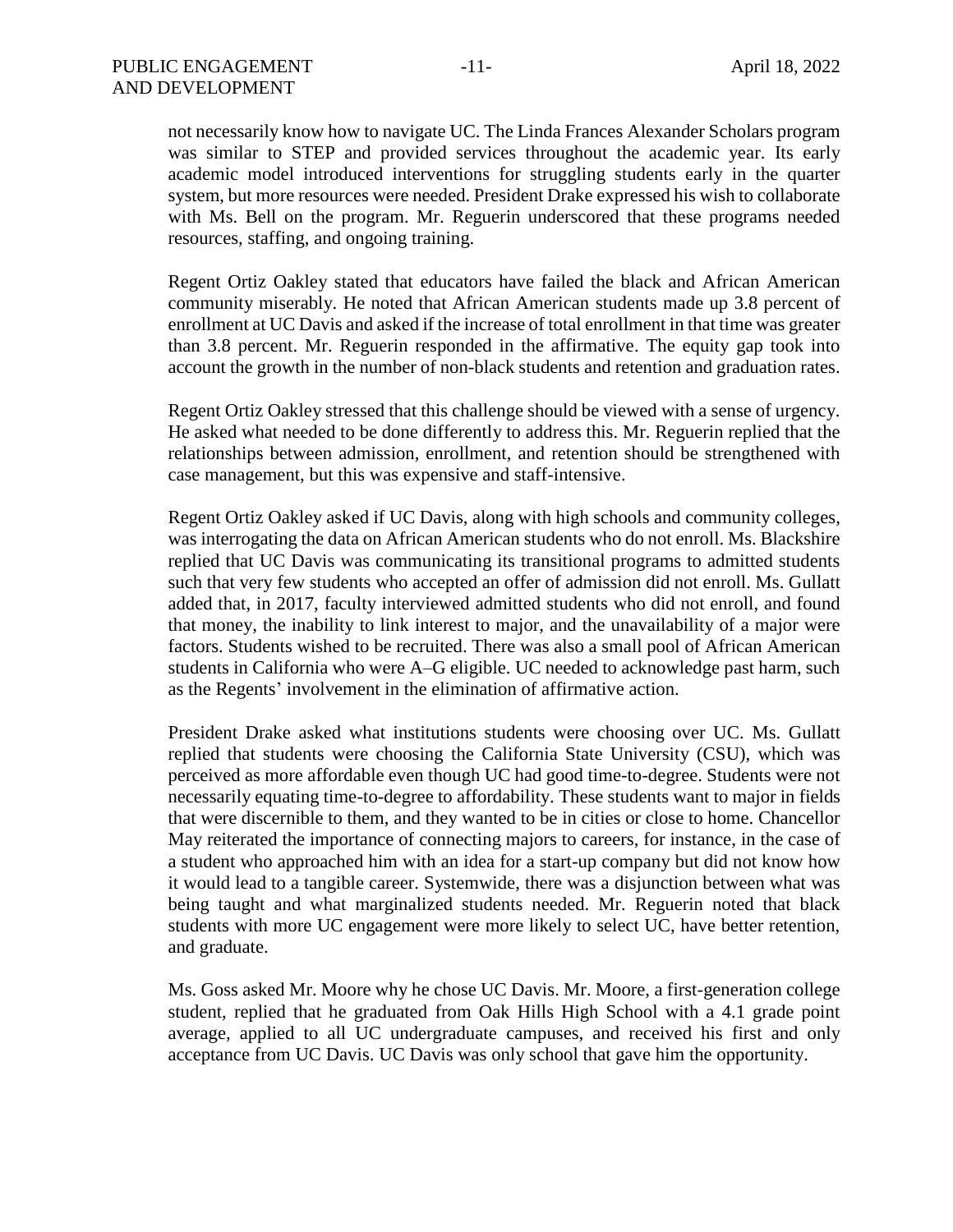not necessarily know how to navigate UC. The Linda Frances Alexander Scholars program was similar to STEP and provided services throughout the academic year. Its early academic model introduced interventions for struggling students early in the quarter system, but more resources were needed. President Drake expressed his wish to collaborate with Ms. Bell on the program. Mr. Reguerin underscored that these programs needed resources, staffing, and ongoing training.

Regent Ortiz Oakley stated that educators have failed the black and African American community miserably. He noted that African American students made up 3.8 percent of enrollment at UC Davis and asked if the increase of total enrollment in that time was greater than 3.8 percent. Mr. Reguerin responded in the affirmative. The equity gap took into account the growth in the number of non-black students and retention and graduation rates.

Regent Ortiz Oakley stressed that this challenge should be viewed with a sense of urgency. He asked what needed to be done differently to address this. Mr. Reguerin replied that the relationships between admission, enrollment, and retention should be strengthened with case management, but this was expensive and staff-intensive.

Regent Ortiz Oakley asked if UC Davis, along with high schools and community colleges, was interrogating the data on African American students who do not enroll. Ms. Blackshire replied that UC Davis was communicating its transitional programs to admitted students such that very few students who accepted an offer of admission did not enroll. Ms. Gullatt added that, in 2017, faculty interviewed admitted students who did not enroll, and found that money, the inability to link interest to major, and the unavailability of a major were factors. Students wished to be recruited. There was also a small pool of African American students in California who were A–G eligible. UC needed to acknowledge past harm, such as the Regents' involvement in the elimination of affirmative action.

President Drake asked what institutions students were choosing over UC. Ms. Gullatt replied that students were choosing the California State University (CSU), which was perceived as more affordable even though UC had good time-to-degree. Students were not necessarily equating time-to-degree to affordability. These students want to major in fields that were discernible to them, and they wanted to be in cities or close to home. Chancellor May reiterated the importance of connecting majors to careers, for instance, in the case of a student who approached him with an idea for a start-up company but did not know how it would lead to a tangible career. Systemwide, there was a disjunction between what was being taught and what marginalized students needed. Mr. Reguerin noted that black students with more UC engagement were more likely to select UC, have better retention, and graduate.

Ms. Goss asked Mr. Moore why he chose UC Davis. Mr. Moore, a first-generation college student, replied that he graduated from Oak Hills High School with a 4.1 grade point average, applied to all UC undergraduate campuses, and received his first and only acceptance from UC Davis. UC Davis was only school that gave him the opportunity.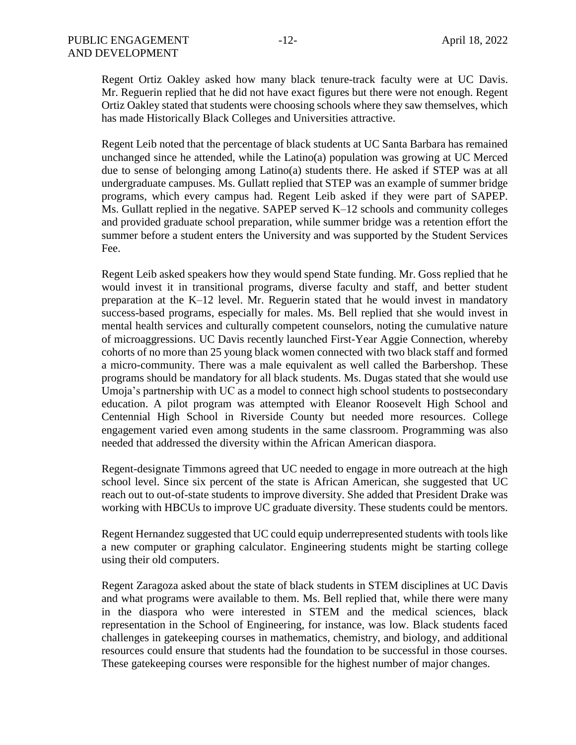Regent Ortiz Oakley asked how many black tenure-track faculty were at UC Davis. Mr. Reguerin replied that he did not have exact figures but there were not enough. Regent Ortiz Oakley stated that students were choosing schools where they saw themselves, which has made Historically Black Colleges and Universities attractive.

Regent Leib noted that the percentage of black students at UC Santa Barbara has remained unchanged since he attended, while the Latino(a) population was growing at UC Merced due to sense of belonging among Latino(a) students there. He asked if STEP was at all undergraduate campuses. Ms. Gullatt replied that STEP was an example of summer bridge programs, which every campus had. Regent Leib asked if they were part of SAPEP. Ms. Gullatt replied in the negative. SAPEP served K–12 schools and community colleges and provided graduate school preparation, while summer bridge was a retention effort the summer before a student enters the University and was supported by the Student Services Fee.

Regent Leib asked speakers how they would spend State funding. Mr. Goss replied that he would invest it in transitional programs, diverse faculty and staff, and better student preparation at the K–12 level. Mr. Reguerin stated that he would invest in mandatory success-based programs, especially for males. Ms. Bell replied that she would invest in mental health services and culturally competent counselors, noting the cumulative nature of microaggressions. UC Davis recently launched First-Year Aggie Connection, whereby cohorts of no more than 25 young black women connected with two black staff and formed a micro-community. There was a male equivalent as well called the Barbershop. These programs should be mandatory for all black students. Ms. Dugas stated that she would use Umoja's partnership with UC as a model to connect high school students to postsecondary education. A pilot program was attempted with Eleanor Roosevelt High School and Centennial High School in Riverside County but needed more resources. College engagement varied even among students in the same classroom. Programming was also needed that addressed the diversity within the African American diaspora.

Regent-designate Timmons agreed that UC needed to engage in more outreach at the high school level. Since six percent of the state is African American, she suggested that UC reach out to out-of-state students to improve diversity. She added that President Drake was working with HBCUs to improve UC graduate diversity. These students could be mentors.

Regent Hernandez suggested that UC could equip underrepresented students with tools like a new computer or graphing calculator. Engineering students might be starting college using their old computers.

Regent Zaragoza asked about the state of black students in STEM disciplines at UC Davis and what programs were available to them. Ms. Bell replied that, while there were many in the diaspora who were interested in STEM and the medical sciences, black representation in the School of Engineering, for instance, was low. Black students faced challenges in gatekeeping courses in mathematics, chemistry, and biology, and additional resources could ensure that students had the foundation to be successful in those courses. These gatekeeping courses were responsible for the highest number of major changes.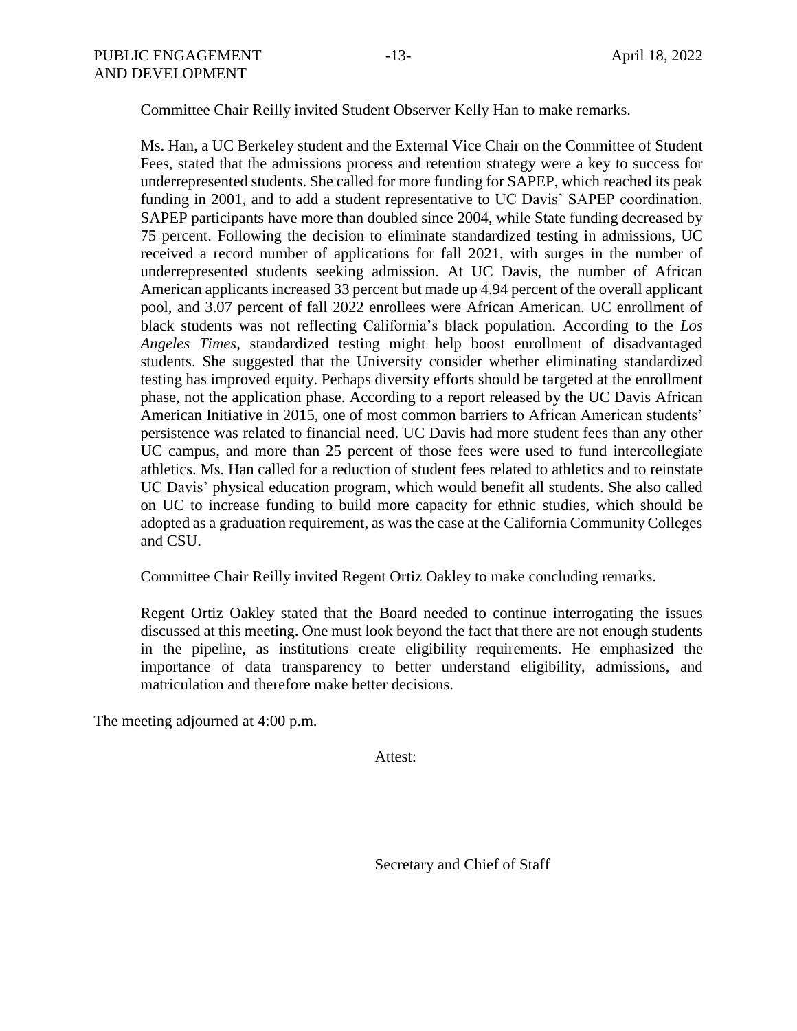Committee Chair Reilly invited Student Observer Kelly Han to make remarks.

Ms. Han, a UC Berkeley student and the External Vice Chair on the Committee of Student Fees, stated that the admissions process and retention strategy were a key to success for underrepresented students. She called for more funding for SAPEP, which reached its peak funding in 2001, and to add a student representative to UC Davis' SAPEP coordination. SAPEP participants have more than doubled since 2004, while State funding decreased by 75 percent. Following the decision to eliminate standardized testing in admissions, UC received a record number of applications for fall 2021, with surges in the number of underrepresented students seeking admission. At UC Davis, the number of African American applicants increased 33 percent but made up 4.94 percent of the overall applicant pool, and 3.07 percent of fall 2022 enrollees were African American. UC enrollment of black students was not reflecting California's black population. According to the *Los Angeles Times*, standardized testing might help boost enrollment of disadvantaged students. She suggested that the University consider whether eliminating standardized testing has improved equity. Perhaps diversity efforts should be targeted at the enrollment phase, not the application phase. According to a report released by the UC Davis African American Initiative in 2015, one of most common barriers to African American students' persistence was related to financial need. UC Davis had more student fees than any other UC campus, and more than 25 percent of those fees were used to fund intercollegiate athletics. Ms. Han called for a reduction of student fees related to athletics and to reinstate UC Davis' physical education program, which would benefit all students. She also called on UC to increase funding to build more capacity for ethnic studies, which should be adopted as a graduation requirement, as was the case at the California Community Colleges and CSU.

Committee Chair Reilly invited Regent Ortiz Oakley to make concluding remarks.

Regent Ortiz Oakley stated that the Board needed to continue interrogating the issues discussed at this meeting. One must look beyond the fact that there are not enough students in the pipeline, as institutions create eligibility requirements. He emphasized the importance of data transparency to better understand eligibility, admissions, and matriculation and therefore make better decisions.

The meeting adjourned at 4:00 p.m.

Attest:

Secretary and Chief of Staff